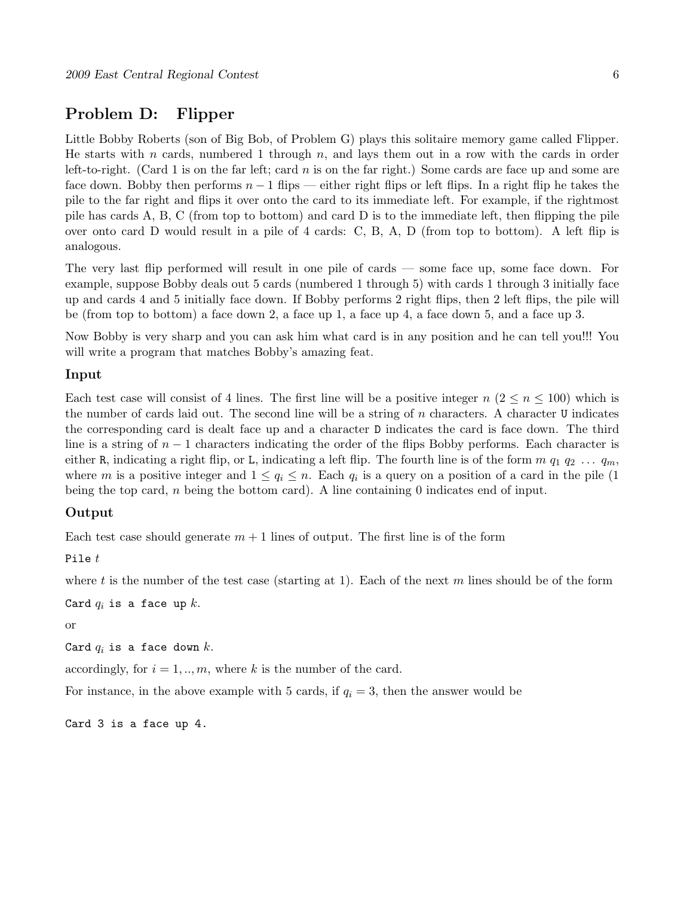## Problem D: Flipper

Little Bobby Roberts (son of Big Bob, of Problem G) plays this solitaire memory game called Flipper. He starts with $n$ cards, numbered 1 through $n$, and lays them out in a row with the cards in order left-to-right. (Card 1 is on the far left; card $n$ is on the far right.) Some cards are face up and some are face down. Bobby then performs $n-1$ flips — either right flips or left flips. In a right flip he takes the pile to the far right and flips it over onto the card to its immediate left. For example, if the rightmost pile has cards A, B, C (from top to bottom) and card D is to the immediate left, then flipping the pile over onto card D would result in a pile of 4 cards: C, B, A, D (from top to bottom). A left flip is analogous.

The very last flip performed will result in one pile of cards — some face up, some face down. For example, suppose Bobby deals out 5 cards (numbered 1 through 5) with cards 1 through 3 initially face up and cards 4 and 5 initially face down. If Bobby performs 2 right flips, then 2 left flips, the pile will be (from top to bottom) a face down 2, a face up 1, a face up 4, a face down 5, and a face up 3.

Now Bobby is very sharp and you can ask him what card is in any position and he can tell you!!! You will write a program that matches Bobby's amazing feat.

### Input

Each test case will consist of 4 lines. The first line will be a positive integer $n$ ($2 \leq n \leq 100$) which is the number of cards laid out. The second line will be a string of $n$ characters. A character `U` indicates the corresponding card is dealt face up and a character `D` indicates the card is face down. The third line is a string of $n-1$ characters indicating the order of the flips Bobby performs. Each character is either `R`, indicating a right flip, or `L`, indicating a left flip. The fourth line is of the form $m\ q_1\ q_2\ \ldots\ q_m$, where $m$ is a positive integer and $1 \leq q_i \leq n$. Each $q_i$ is a query on a position of a card in the pile (1 being the top card, $n$ being the bottom card). A line containing 0 indicates end of input.

### Output

Each test case should generate $m+1$ lines of output. The first line is of the form

`Pile` $t$

where $t$ is the number of the test case (starting at 1). Each of the next $m$ lines should be of the form

`Card` $q_i$ `is a face up` $k$`.`

or

`Card` $q_i$ `is a face down` $k$`.`

accordingly, for $i = 1, .., m$, where $k$ is the number of the card.

For instance, in the above example with 5 cards, if $q_i = 3$, then the answer would be

```
Card 3 is a face up 4.
```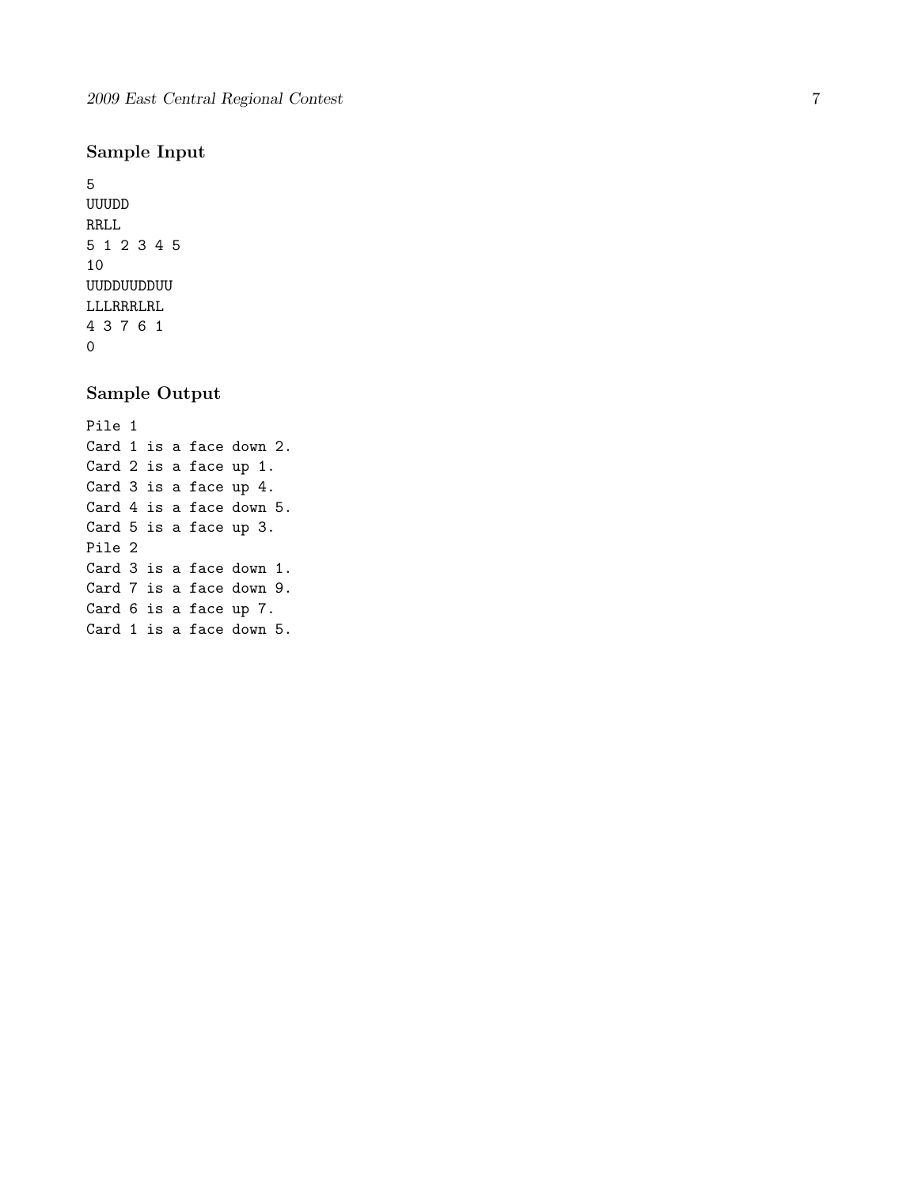### Sample Input

```
5
UUUDD
RRLL
5 1 2 3 4 5
10
UUDDUUDDUU
LLLRRRLRL
4 3 7 6 1
0
```

### Sample Output

```
Pile 1
Card 1 is a face down 2.
Card 2 is a face up 1.
Card 3 is a face up 4.
Card 4 is a face down 5.
Card 5 is a face up 3.
Pile 2
Card 3 is a face down 1.
Card 7 is a face down 9.
Card 6 is a face up 7.
Card 1 is a face down 5.
```